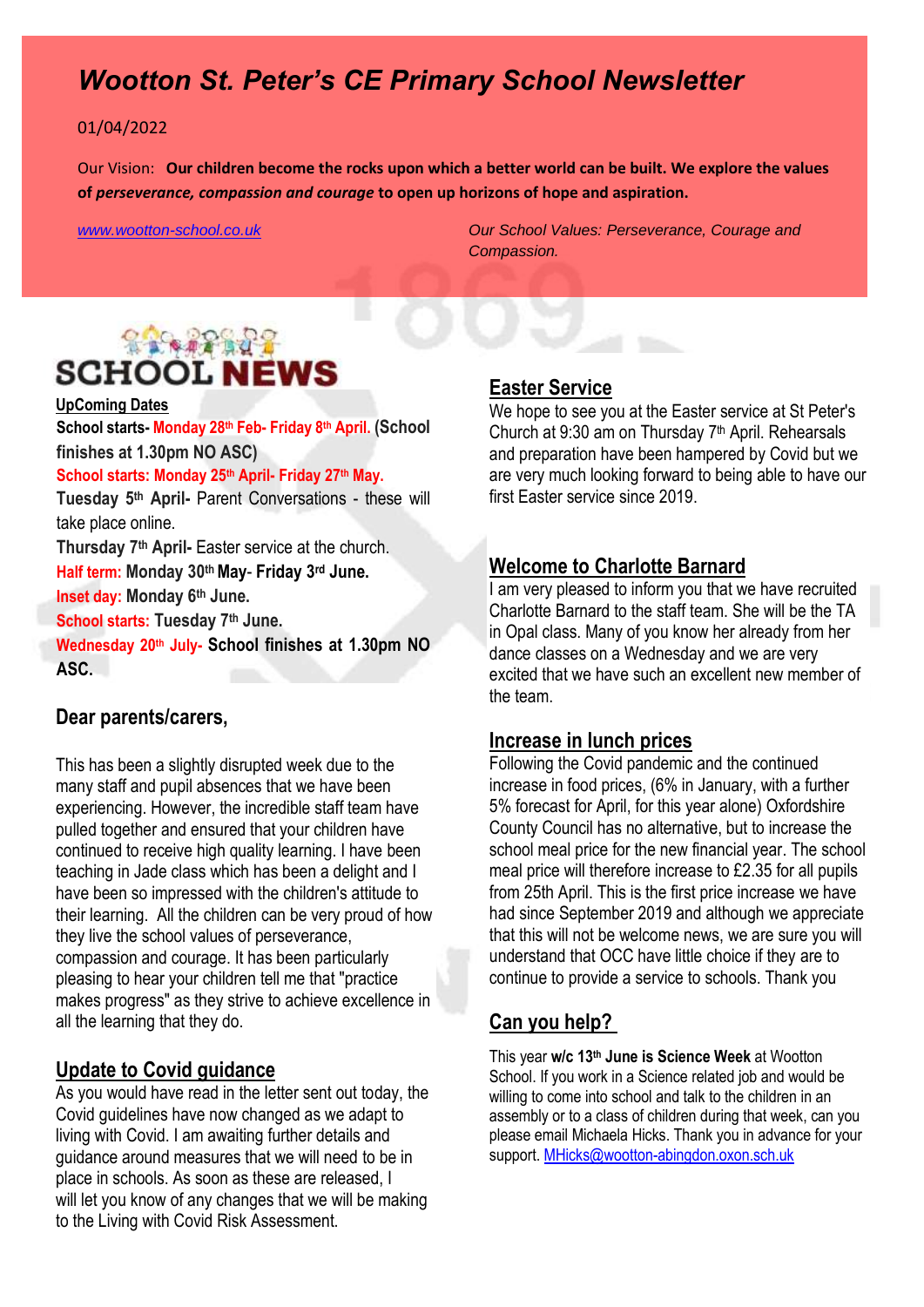# *Wootton St. Peter's CE Primary School Newsletter*

01/04/2022

Our Vision: **Our children become the rocks upon which a better world can be built. We explore the values of *perseverance, compassion and courage* to open up horizons of hope and aspiration.**

[www.wootton-school.co.uk](http://www.wootton-school.co.uk)

*Our School Values: Perseverance, Courage and Compassion.*

## SCHOOL NEWS

**UpComing Dates**

**School starts- Monday 28th Feb- Friday 8th April. (School finishes at 1.30pm NO ASC)**

**School starts: Monday 25th April- Friday 27th May.**

**Tuesday 5th April-** Parent Conversations - these will take place online.

**Thursday 7th April-** Easter service at the church.

**Half term: Monday 30th May- Friday 3rd June.**

**Inset day: Monday 6th June.**

**School starts: Tuesday 7th June.**

**Wednesday 20th July- School finishes at 1.30pm NO ASC.**

### Dear parents/carers,

This has been a slightly disrupted week due to the many staff and pupil absences that we have been experiencing. However, the incredible staff team have pulled together and ensured that your children have continued to receive high quality learning. I have been teaching in Jade class which has been a delight and I have been so impressed with the children's attitude to their learning. All the children can be very proud of how they live the school values of perseverance, compassion and courage. It has been particularly pleasing to hear your children tell me that "practice makes progress" as they strive to achieve excellence in all the learning that they do.

### Update to Covid guidance

As you would have read in the letter sent out today, the Covid guidelines have now changed as we adapt to living with Covid. I am awaiting further details and guidance around measures that we will need to be in place in schools. As soon as these are released, I will let you know of any changes that we will be making to the Living with Covid Risk Assessment.

### Easter Service

We hope to see you at the Easter service at St Peter's Church at 9:30 am on Thursday 7th April. Rehearsals and preparation have been hampered by Covid but we are very much looking forward to being able to have our first Easter service since 2019.

### Welcome to Charlotte Barnard

I am very pleased to inform you that we have recruited Charlotte Barnard to the staff team. She will be the TA in Opal class. Many of you know her already from her dance classes on a Wednesday and we are very excited that we have such an excellent new member of the team.

### Increase in lunch prices

Following the Covid pandemic and the continued increase in food prices, (6% in January, with a further 5% forecast for April, for this year alone) Oxfordshire County Council has no alternative, but to increase the school meal price for the new financial year. The school meal price will therefore increase to £2.35 for all pupils from 25th April. This is the first price increase we have had since September 2019 and although we appreciate that this will not be welcome news, we are sure you will understand that OCC have little choice if they are to continue to provide a service to schools. Thank you

### Can you help?

This year **w/c 13th June is Science Week** at Wootton School. If you work in a Science related job and would be willing to come into school and talk to the children in an assembly or to a class of children during that week, can you please email Michaela Hicks. Thank you in advance for your support. [MHicks@wootton-abingdon.oxon.sch.uk](mailto:MHicks@wootton-abingdon.oxon.sch.uk)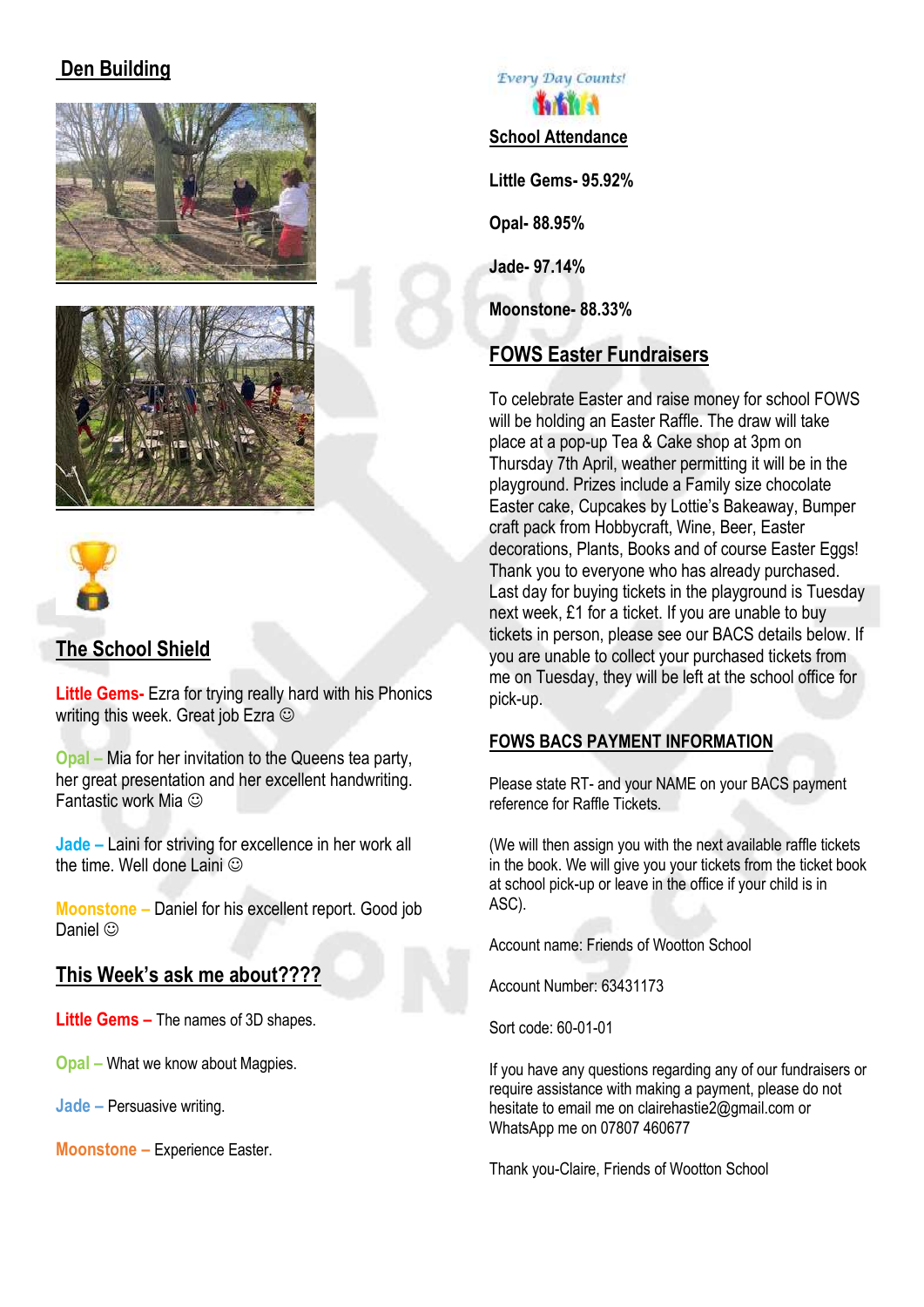## Den Building

## The School Shield

**Little Gems-** Ezra for trying really hard with his Phonics writing this week. Great job Ezra ☺

**Opal –** Mia for her invitation to the Queens tea party, her great presentation and her excellent handwriting. Fantastic work Mia ☺

**Jade –** Laini for striving for excellence in her work all the time. Well done Laini ☺

**Moonstone –** Daniel for his excellent report. Good job Daniel ☺

## This Week's ask me about????

**Little Gems –** The names of 3D shapes.

**Opal –** What we know about Magpies.

**Jade –** Persuasive writing.

**Moonstone –** Experience Easter.

*Every Day Counts!*

## School Attendance

**Little Gems- 95.92%**

**Opal- 88.95%**

**Jade- 97.14%**

**Moonstone- 88.33%**

## FOWS Easter Fundraisers

To celebrate Easter and raise money for school FOWS will be holding an Easter Raffle. The draw will take place at a pop-up Tea & Cake shop at 3pm on Thursday 7th April, weather permitting it will be in the playground. Prizes include a Family size chocolate Easter cake, Cupcakes by Lottie's Bakeaway, Bumper craft pack from Hobbycraft, Wine, Beer, Easter decorations, Plants, Books and of course Easter Eggs! Thank you to everyone who has already purchased. Last day for buying tickets in the playground is Tuesday next week, £1 for a ticket. If you are unable to buy tickets in person, please see our BACS details below. If you are unable to collect your purchased tickets from me on Tuesday, they will be left at the school office for pick-up.

## FOWS BACS PAYMENT INFORMATION

Please state RT- and your NAME on your BACS payment reference for Raffle Tickets.

(We will then assign you with the next available raffle tickets in the book. We will give you your tickets from the ticket book at school pick-up or leave in the office if your child is in ASC).

Account name: Friends of Wootton School

Account Number: 63431173

Sort code: 60-01-01

If you have any questions regarding any of our fundraisers or require assistance with making a payment, please do not hesitate to email me on clairehastie2@gmail.com or WhatsApp me on 07807 460677

Thank you-Claire, Friends of Wootton School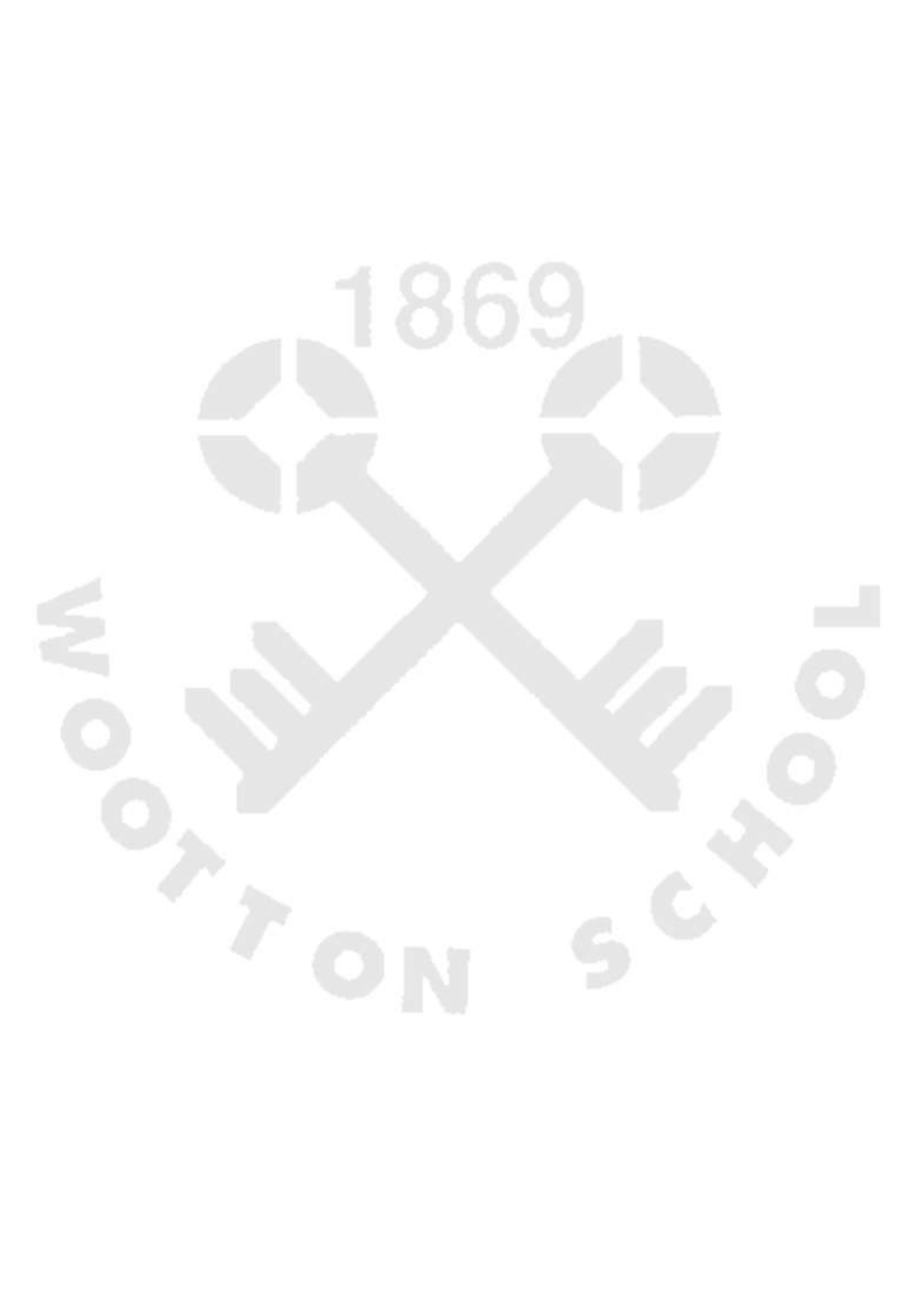1869

WOTTON SCHOOL